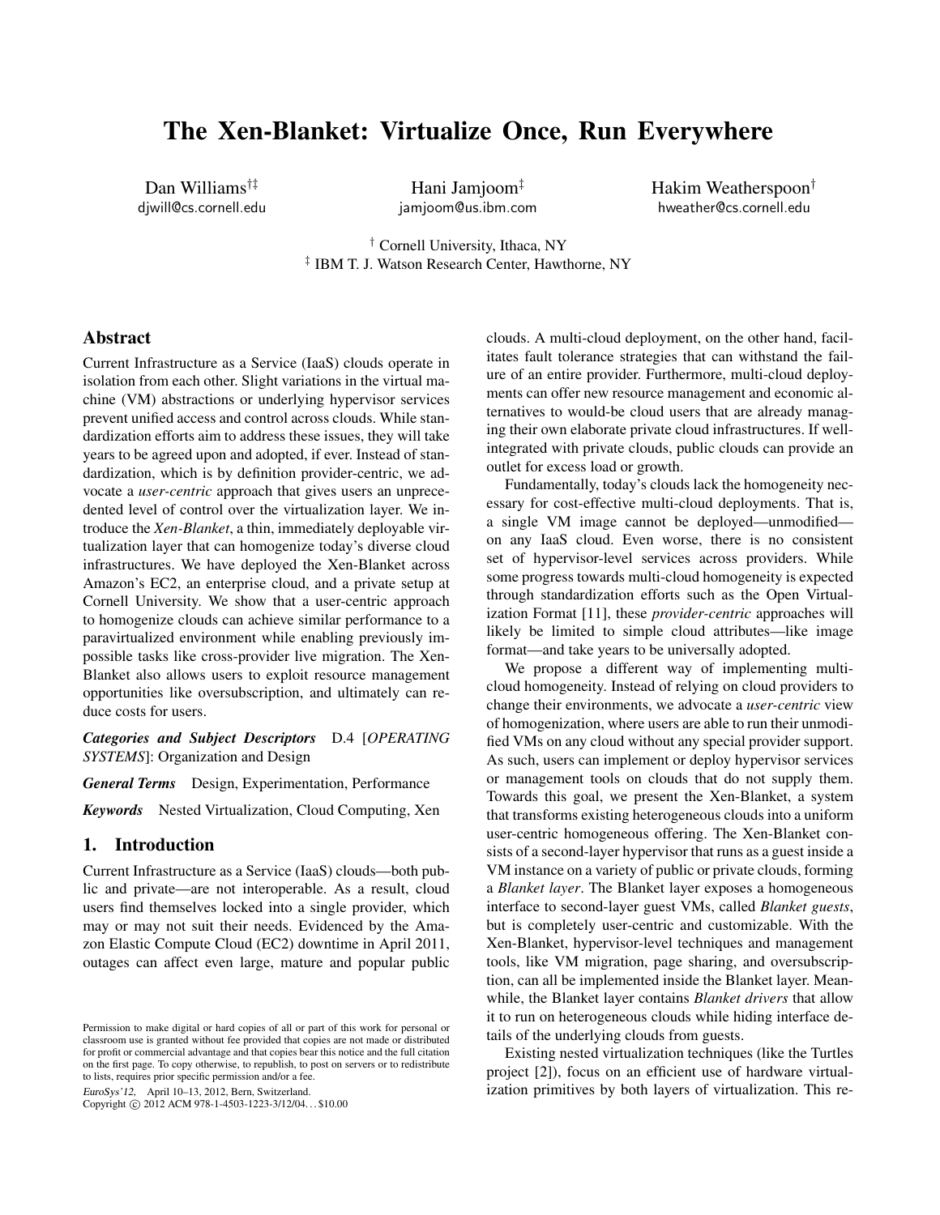# The Xen-Blanket: Virtualize Once, Run Everywhere

Dan Williams[†‡]
djwill@cs.cornell.edu

Hani Jamjoom[‡]
jamjoom@us.ibm.com

Hakim Weatherspoon[†]
hweather@cs.cornell.edu

[†] Cornell University, Ithaca, NY
[‡] IBM T. J. Watson Research Center, Hawthorne, NY

## Abstract

Current Infrastructure as a Service (IaaS) clouds operate in isolation from each other. Slight variations in the virtual machine (VM) abstractions or underlying hypervisor services prevent unified access and control across clouds. While standardization efforts aim to address these issues, they will take years to be agreed upon and adopted, if ever. Instead of standardization, which is by definition provider-centric, we advocate a *user-centric* approach that gives users an unprecedented level of control over the virtualization layer. We introduce the *Xen-Blanket*, a thin, immediately deployable virtualization layer that can homogenize today's diverse cloud infrastructures. We have deployed the Xen-Blanket across Amazon's EC2, an enterprise cloud, and a private setup at Cornell University. We show that a user-centric approach to homogenize clouds can achieve similar performance to a paravirtualized environment while enabling previously impossible tasks like cross-provider live migration. The Xen-Blanket also allows users to exploit resource management opportunities like oversubscription, and ultimately can reduce costs for users.

***Categories and Subject Descriptors*** D.4 [*OPERATING SYSTEMS*]: Organization and Design

***General Terms*** Design, Experimentation, Performance

***Keywords*** Nested Virtualization, Cloud Computing, Xen

## 1. Introduction

Current Infrastructure as a Service (IaaS) clouds—both public and private—are not interoperable. As a result, cloud users find themselves locked into a single provider, which may or may not suit their needs. Evidenced by the Amazon Elastic Compute Cloud (EC2) downtime in April 2011, outages can affect even large, mature and popular public clouds. A multi-cloud deployment, on the other hand, facilitates fault tolerance strategies that can withstand the failure of an entire provider. Furthermore, multi-cloud deployments can offer new resource management and economic alternatives to would-be cloud users that are already managing their own elaborate private cloud infrastructures. If well-integrated with private clouds, public clouds can provide an outlet for excess load or growth.

Fundamentally, today's clouds lack the homogeneity necessary for cost-effective multi-cloud deployments. That is, a single VM image cannot be deployed—unmodified—on any IaaS cloud. Even worse, there is no consistent set of hypervisor-level services across providers. While some progress towards multi-cloud homogeneity is expected through standardization efforts such as the Open Virtualization Format [11], these *provider-centric* approaches will likely be limited to simple cloud attributes—like image format—and take years to be universally adopted.

We propose a different way of implementing multi-cloud homogeneity. Instead of relying on cloud providers to change their environments, we advocate a *user-centric* view of homogenization, where users are able to run their unmodified VMs on any cloud without any special provider support. As such, users can implement or deploy hypervisor services or management tools on clouds that do not supply them. Towards this goal, we present the Xen-Blanket, a system that transforms existing heterogeneous clouds into a uniform user-centric homogeneous offering. The Xen-Blanket consists of a second-layer hypervisor that runs as a guest inside a VM instance on a variety of public or private clouds, forming a *Blanket layer*. The Blanket layer exposes a homogeneous interface to second-layer guest VMs, called *Blanket guests*, but is completely user-centric and customizable. With the Xen-Blanket, hypervisor-level techniques and management tools, like VM migration, page sharing, and oversubscription, can all be implemented inside the Blanket layer. Meanwhile, the Blanket layer contains *Blanket drivers* that allow it to run on heterogeneous clouds while hiding interface details of the underlying clouds from guests.

Existing nested virtualization techniques (like the Turtles project [2]), focus on an efficient use of hardware virtualization primitives by both layers of virtualization. This re-

Permission to make digital or hard copies of all or part of this work for personal or classroom use is granted without fee provided that copies are not made or distributed for profit or commercial advantage and that copies bear this notice and the full citation on the first page. To copy otherwise, to republish, to post on servers or to redistribute to lists, requires prior specific permission and/or a fee.

*EuroSys'12,* April 10–13, 2012, Bern, Switzerland.
Copyright © 2012 ACM 978-1-4503-1223-3/12/04... $10.00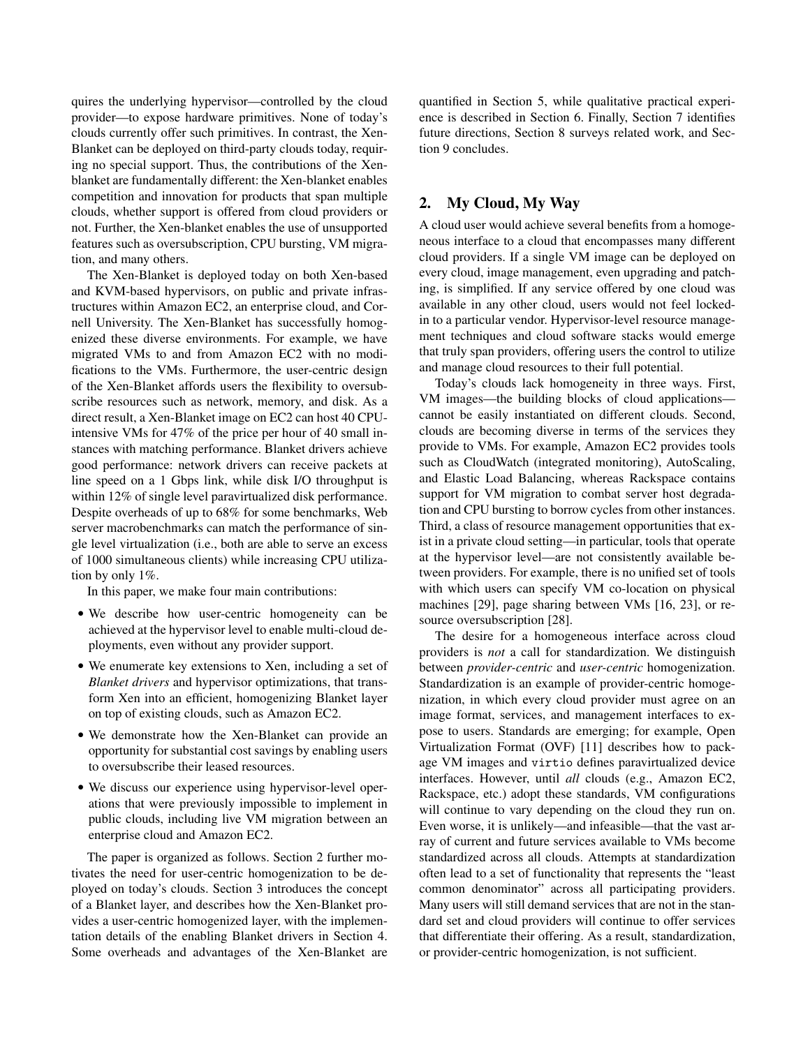quires the underlying hypervisor—controlled by the cloud provider—to expose hardware primitives. None of today's clouds currently offer such primitives. In contrast, the Xen-Blanket can be deployed on third-party clouds today, requiring no special support. Thus, the contributions of the Xen-blanket are fundamentally different: the Xen-blanket enables competition and innovation for products that span multiple clouds, whether support is offered from cloud providers or not. Further, the Xen-blanket enables the use of unsupported features such as oversubscription, CPU bursting, VM migration, and many others.

The Xen-Blanket is deployed today on both Xen-based and KVM-based hypervisors, on public and private infrastructures within Amazon EC2, an enterprise cloud, and Cornell University. The Xen-Blanket has successfully homogenized these diverse environments. For example, we have migrated VMs to and from Amazon EC2 with no modifications to the VMs. Furthermore, the user-centric design of the Xen-Blanket affords users the flexibility to oversubscribe resources such as network, memory, and disk. As a direct result, a Xen-Blanket image on EC2 can host 40 CPU-intensive VMs for 47% of the price per hour of 40 small instances with matching performance. Blanket drivers achieve good performance: network drivers can receive packets at line speed on a 1 Gbps link, while disk I/O throughput is within 12% of single level paravirtualized disk performance. Despite overheads of up to 68% for some benchmarks, Web server macrobenchmarks can match the performance of single level virtualization (i.e., both are able to serve an excess of 1000 simultaneous clients) while increasing CPU utilization by only 1%.

In this paper, we make four main contributions:

- We describe how user-centric homogeneity can be achieved at the hypervisor level to enable multi-cloud deployments, even without any provider support.
- We enumerate key extensions to Xen, including a set of *Blanket drivers* and hypervisor optimizations, that transform Xen into an efficient, homogenizing Blanket layer on top of existing clouds, such as Amazon EC2.
- We demonstrate how the Xen-Blanket can provide an opportunity for substantial cost savings by enabling users to oversubscribe their leased resources.
- We discuss our experience using hypervisor-level operations that were previously impossible to implement in public clouds, including live VM migration between an enterprise cloud and Amazon EC2.

The paper is organized as follows. Section 2 further motivates the need for user-centric homogenization to be deployed on today's clouds. Section 3 introduces the concept of a Blanket layer, and describes how the Xen-Blanket provides a user-centric homogenized layer, with the implementation details of the enabling Blanket drivers in Section 4. Some overheads and advantages of the Xen-Blanket are quantified in Section 5, while qualitative practical experience is described in Section 6. Finally, Section 7 identifies future directions, Section 8 surveys related work, and Section 9 concludes.

## 2. My Cloud, My Way

A cloud user would achieve several benefits from a homogeneous interface to a cloud that encompasses many different cloud providers. If a single VM image can be deployed on every cloud, image management, even upgrading and patching, is simplified. If any service offered by one cloud was available in any other cloud, users would not feel locked-in to a particular vendor. Hypervisor-level resource management techniques and cloud software stacks would emerge that truly span providers, offering users the control to utilize and manage cloud resources to their full potential.

Today's clouds lack homogeneity in three ways. First, VM images—the building blocks of cloud applications—cannot be easily instantiated on different clouds. Second, clouds are becoming diverse in terms of the services they provide to VMs. For example, Amazon EC2 provides tools such as CloudWatch (integrated monitoring), AutoScaling, and Elastic Load Balancing, whereas Rackspace contains support for VM migration to combat server host degradation and CPU bursting to borrow cycles from other instances. Third, a class of resource management opportunities that exist in a private cloud setting—in particular, tools that operate at the hypervisor level—are not consistently available between providers. For example, there is no unified set of tools with which users can specify VM co-location on physical machines [29], page sharing between VMs [16, 23], or resource oversubscription [28].

The desire for a homogeneous interface across cloud providers is *not* a call for standardization. We distinguish between *provider-centric* and *user-centric* homogenization. Standardization is an example of provider-centric homogenization, in which every cloud provider must agree on an image format, services, and management interfaces to expose to users. Standards are emerging; for example, Open Virtualization Format (OVF) [11] describes how to package VM images and `virtio` defines paravirtualized device interfaces. However, until *all* clouds (e.g., Amazon EC2, Rackspace, etc.) adopt these standards, VM configurations will continue to vary depending on the cloud they run on. Even worse, it is unlikely—and infeasible—that the vast array of current and future services available to VMs become standardized across all clouds. Attempts at standardization often lead to a set of functionality that represents the "least common denominator" across all participating providers. Many users will still demand services that are not in the standard set and cloud providers will continue to offer services that differentiate their offering. As a result, standardization, or provider-centric homogenization, is not sufficient.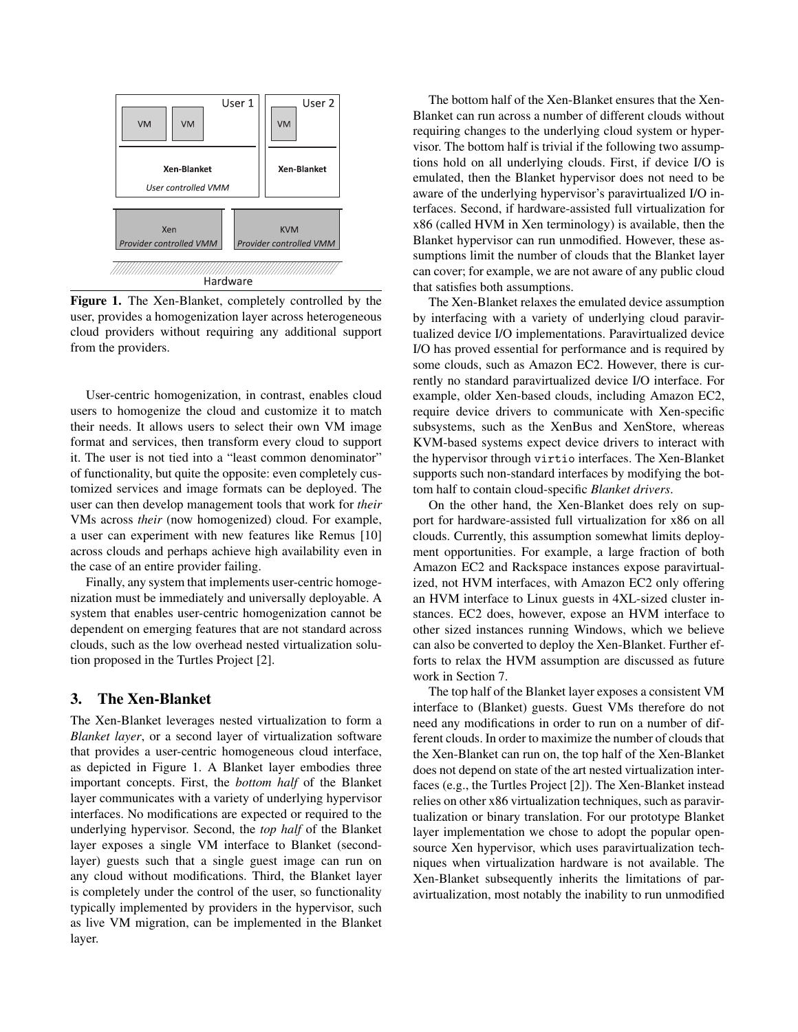User 1

VM VM

Xen-Blanket

User controlled VMM

User 2

VM

Xen-Blanket

Xen

Provider controlled VMM

KVM

Provider controlled VMM

Hardware

**Figure 1.** The Xen-Blanket, completely controlled by the user, provides a homogenization layer across heterogeneous cloud providers without requiring any additional support from the providers.

User-centric homogenization, in contrast, enables cloud users to homogenize the cloud and customize it to match their needs. It allows users to select their own VM image format and services, then transform every cloud to support it. The user is not tied into a "least common denominator" of functionality, but quite the opposite: even completely customized services and image formats can be deployed. The user can then develop management tools that work for *their* VMs across *their* (now homogenized) cloud. For example, a user can experiment with new features like Remus [10] across clouds and perhaps achieve high availability even in the case of an entire provider failing.

Finally, any system that implements user-centric homogenization must be immediately and universally deployable. A system that enables user-centric homogenization cannot be dependent on emerging features that are not standard across clouds, such as the low overhead nested virtualization solution proposed in the Turtles Project [2].

## 3. The Xen-Blanket

The Xen-Blanket leverages nested virtualization to form a *Blanket layer*, or a second layer of virtualization software that provides a user-centric homogeneous cloud interface, as depicted in Figure 1. A Blanket layer embodies three important concepts. First, the *bottom half* of the Blanket layer communicates with a variety of underlying hypervisor interfaces. No modifications are expected or required to the underlying hypervisor. Second, the *top half* of the Blanket layer exposes a single VM interface to Blanket (second-layer) guests such that a single guest image can run on any cloud without modifications. Third, the Blanket layer is completely under the control of the user, so functionality typically implemented by providers in the hypervisor, such as live VM migration, can be implemented in the Blanket layer.

The bottom half of the Xen-Blanket ensures that the Xen-Blanket can run across a number of different clouds without requiring changes to the underlying cloud system or hypervisor. The bottom half is trivial if the following two assumptions hold on all underlying clouds. First, if device I/O is emulated, then the Blanket hypervisor does not need to be aware of the underlying hypervisor's paravirtualized I/O interfaces. Second, if hardware-assisted full virtualization for x86 (called HVM in Xen terminology) is available, then the Blanket hypervisor can run unmodified. However, these assumptions limit the number of clouds that the Blanket layer can cover; for example, we are not aware of any public cloud that satisfies both assumptions.

The Xen-Blanket relaxes the emulated device assumption by interfacing with a variety of underlying cloud paravirtualized device I/O implementations. Paravirtualized device I/O has proved essential for performance and is required by some clouds, such as Amazon EC2. However, there is currently no standard paravirtualized device I/O interface. For example, older Xen-based clouds, including Amazon EC2, require device drivers to communicate with Xen-specific subsystems, such as the XenBus and XenStore, whereas KVM-based systems expect device drivers to interact with the hypervisor through `virtio` interfaces. The Xen-Blanket supports such non-standard interfaces by modifying the bottom half to contain cloud-specific *Blanket drivers*.

On the other hand, the Xen-Blanket does rely on support for hardware-assisted full virtualization for x86 on all clouds. Currently, this assumption somewhat limits deployment opportunities. For example, a large fraction of both Amazon EC2 and Rackspace instances expose paravirtualized, not HVM interfaces, with Amazon EC2 only offering an HVM interface to Linux guests in 4XL-sized cluster instances. EC2 does, however, expose an HVM interface to other sized instances running Windows, which we believe can also be converted to deploy the Xen-Blanket. Further efforts to relax the HVM assumption are discussed as future work in Section 7.

The top half of the Blanket layer exposes a consistent VM interface to (Blanket) guests. Guest VMs therefore do not need any modifications in order to run on a number of different clouds. In order to maximize the number of clouds that the Xen-Blanket can run on, the top half of the Xen-Blanket does not depend on state of the art nested virtualization interfaces (e.g., the Turtles Project [2]). The Xen-Blanket instead relies on other x86 virtualization techniques, such as paravirtualization or binary translation. For our prototype Blanket layer implementation we chose to adopt the popular open-source Xen hypervisor, which uses paravirtualization techniques when virtualization hardware is not available. The Xen-Blanket subsequently inherits the limitations of paravirtualization, most notably the inability to run unmodified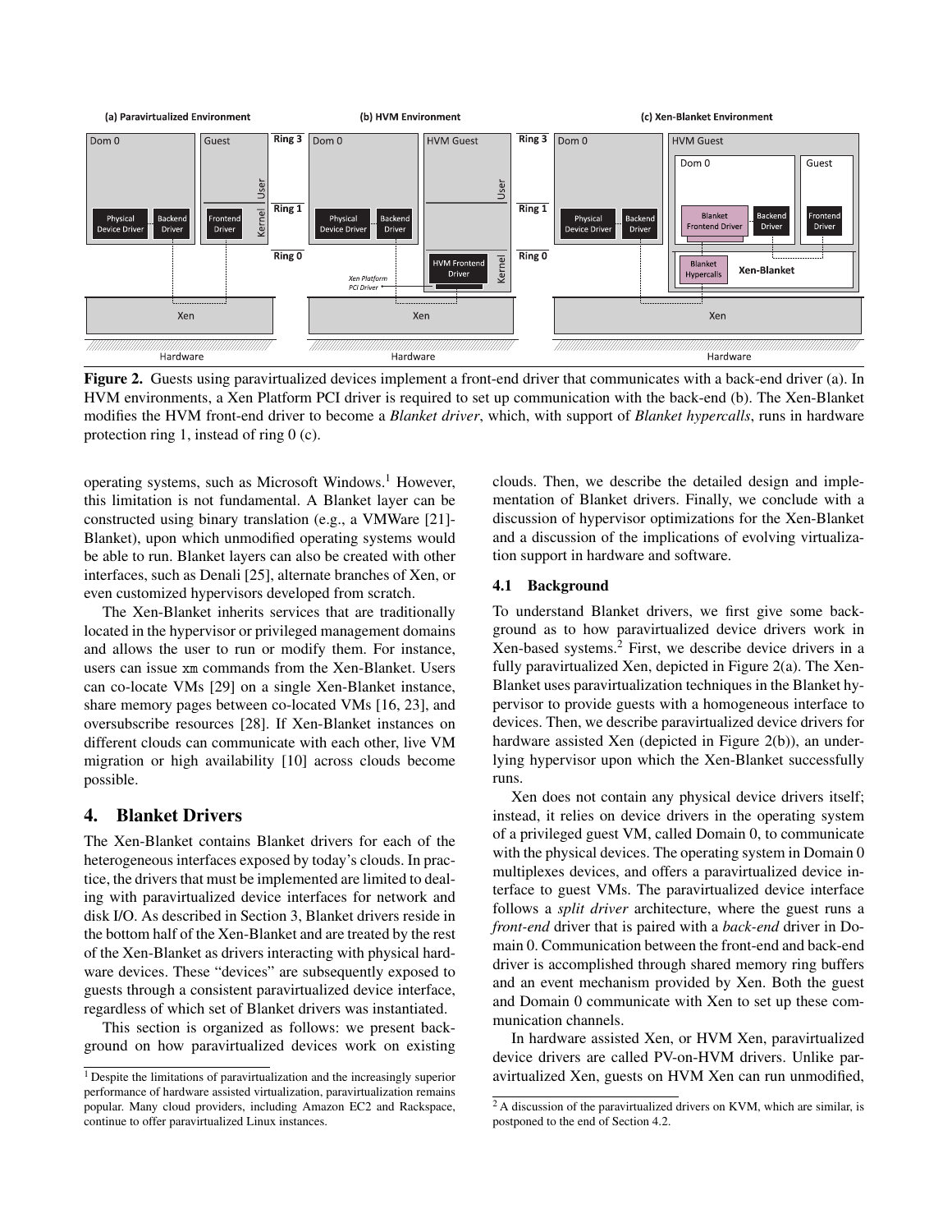**Figure 2.** Guests using paravirtualized devices implement a front-end driver that communicates with a back-end driver (a). In HVM environments, a Xen Platform PCI driver is required to set up communication with the back-end (b). The Xen-Blanket modifies the HVM front-end driver to become a *Blanket driver*, which, with support of *Blanket hypercalls*, runs in hardware protection ring 1, instead of ring 0 (c).

operating systems, such as Microsoft Windows.[1] However, this limitation is not fundamental. A Blanket layer can be constructed using binary translation (e.g., a VMWare [21]-Blanket), upon which unmodified operating systems would be able to run. Blanket layers can also be created with other interfaces, such as Denali [25], alternate branches of Xen, or even customized hypervisors developed from scratch.

The Xen-Blanket inherits services that are traditionally located in the hypervisor or privileged management domains and allows the user to run or modify them. For instance, users can issue `xm` commands from the Xen-Blanket. Users can co-locate VMs [29] on a single Xen-Blanket instance, share memory pages between co-located VMs [16, 23], and oversubscribe resources [28]. If Xen-Blanket instances on different clouds can communicate with each other, live VM migration or high availability [10] across clouds become possible.

## 4. Blanket Drivers

The Xen-Blanket contains Blanket drivers for each of the heterogeneous interfaces exposed by today's clouds. In practice, the drivers that must be implemented are limited to dealing with paravirtualized device interfaces for network and disk I/O. As described in Section 3, Blanket drivers reside in the bottom half of the Xen-Blanket and are treated by the rest of the Xen-Blanket as drivers interacting with physical hardware devices. These "devices" are subsequently exposed to guests through a consistent paravirtualized device interface, regardless of which set of Blanket drivers was instantiated.

This section is organized as follows: we present background on how paravirtualized devices work on existing clouds. Then, we describe the detailed design and implementation of Blanket drivers. Finally, we conclude with a discussion of hypervisor optimizations for the Xen-Blanket and a discussion of the implications of evolving virtualization support in hardware and software.

### 4.1 Background

To understand Blanket drivers, we first give some background as to how paravirtualized device drivers work in Xen-based systems.[2] First, we describe device drivers in a fully paravirtualized Xen, depicted in Figure 2(a). The Xen-Blanket uses paravirtualization techniques in the Blanket hypervisor to provide guests with a homogeneous interface to devices. Then, we describe paravirtualized device drivers for hardware assisted Xen (depicted in Figure 2(b)), an underlying hypervisor upon which the Xen-Blanket successfully runs.

Xen does not contain any physical device drivers itself; instead, it relies on device drivers in the operating system of a privileged guest VM, called Domain 0, to communicate with the physical devices. The operating system in Domain 0 multiplexes devices, and offers a paravirtualized device interface to guest VMs. The paravirtualized device interface follows a *split driver* architecture, where the guest runs a *front-end* driver that is paired with a *back-end* driver in Domain 0. Communication between the front-end and back-end driver is accomplished through shared memory ring buffers and an event mechanism provided by Xen. Both the guest and Domain 0 communicate with Xen to set up these communication channels.

In hardware assisted Xen, or HVM Xen, paravirtualized device drivers are called PV-on-HVM drivers. Unlike paravirtualized Xen, guests on HVM Xen can run unmodified,

[1] Despite the limitations of paravirtualization and the increasingly superior performance of hardware assisted virtualization, paravirtualization remains popular. Many cloud providers, including Amazon EC2 and Rackspace, continue to offer paravirtualized Linux instances.

[2] A discussion of the paravirtualized drivers on KVM, which are similar, is postponed to the end of Section 4.2.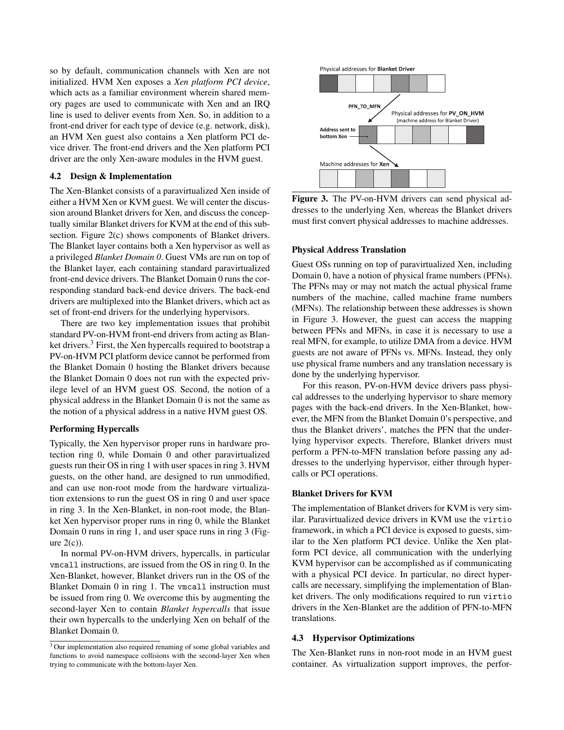so by default, communication channels with Xen are not initialized. HVM Xen exposes a *Xen platform PCI device*, which acts as a familiar environment wherein shared memory pages are used to communicate with Xen and an IRQ line is used to deliver events from Xen. So, in addition to a front-end driver for each type of device (e.g. network, disk), an HVM Xen guest also contains a Xen platform PCI device driver. The front-end drivers and the Xen platform PCI driver are the only Xen-aware modules in the HVM guest.

## 4.2 Design & Implementation

The Xen-Blanket consists of a paravirtualized Xen inside of either a HVM Xen or KVM guest. We will center the discussion around Blanket drivers for Xen, and discuss the conceptually similar Blanket drivers for KVM at the end of this subsection. Figure 2(c) shows components of Blanket drivers. The Blanket layer contains both a Xen hypervisor as well as a privileged *Blanket Domain 0*. Guest VMs are run on top of the Blanket layer, each containing standard paravirtualized front-end device drivers. The Blanket Domain 0 runs the corresponding standard back-end device drivers. The back-end drivers are multiplexed into the Blanket drivers, which act as set of front-end drivers for the underlying hypervisors.

There are two key implementation issues that prohibit standard PV-on-HVM front-end drivers from acting as Blanket drivers.[3] First, the Xen hypercalls required to bootstrap a PV-on-HVM PCI platform device cannot be performed from the Blanket Domain 0 hosting the Blanket drivers because the Blanket Domain 0 does not run with the expected privilege level of an HVM guest OS. Second, the notion of a physical address in the Blanket Domain 0 is not the same as the notion of a physical address in a native HVM guest OS.

### Performing Hypercalls

Typically, the Xen hypervisor proper runs in hardware protection ring 0, while Domain 0 and other paravirtualized guests run their OS in ring 1 with user spaces in ring 3. HVM guests, on the other hand, are designed to run unmodified, and can use non-root mode from the hardware virtualization extensions to run the guest OS in ring 0 and user space in ring 3. In the Xen-Blanket, in non-root mode, the Blanket Xen hypervisor proper runs in ring 0, while the Blanket Domain 0 runs in ring 1, and user space runs in ring 3 (Figure 2(c)).

In normal PV-on-HVM drivers, hypercalls, in particular `vmcall` instructions, are issued from the OS in ring 0. In the Xen-Blanket, however, Blanket drivers run in the OS of the Blanket Domain 0 in ring 1. The `vmcall` instruction must be issued from ring 0. We overcome this by augmenting the second-layer Xen to contain *Blanket hypercalls* that issue their own hypercalls to the underlying Xen on behalf of the Blanket Domain 0.

[3] Our implementation also required renaming of some global variables and functions to avoid namespace collisions with the second-layer Xen when trying to communicate with the bottom-layer Xen.

Physical addresses for **Blanket Driver**

PFN_TO_MFN

Physical addresses for **PV_ON_HVM**
(machine address for Blanket Driver)

**Address sent to bottom Xen**

Machine addresses for **Xen**

**Figure 3.** The PV-on-HVM drivers can send physical addresses to the underlying Xen, whereas the Blanket drivers must first convert physical addresses to machine addresses.

### Physical Address Translation

Guest OSs running on top of paravirtualized Xen, including Domain 0, have a notion of physical frame numbers (PFNs). The PFNs may or may not match the actual physical frame numbers of the machine, called machine frame numbers (MFNs). The relationship between these addresses is shown in Figure 3. However, the guest can access the mapping between PFNs and MFNs, in case it is necessary to use a real MFN, for example, to utilize DMA from a device. HVM guests are not aware of PFNs vs. MFNs. Instead, they only use physical frame numbers and any translation necessary is done by the underlying hypervisor.

For this reason, PV-on-HVM device drivers pass physical addresses to the underlying hypervisor to share memory pages with the back-end drivers. In the Xen-Blanket, however, the MFN from the Blanket Domain 0's perspective, and thus the Blanket drivers', matches the PFN that the underlying hypervisor expects. Therefore, Blanket drivers must perform a PFN-to-MFN translation before passing any addresses to the underlying hypervisor, either through hypercalls or PCI operations.

### Blanket Drivers for KVM

The implementation of Blanket drivers for KVM is very similar. Paravirtualized device drivers in KVM use the `virtio` framework, in which a PCI device is exposed to guests, similar to the Xen platform PCI device. Unlike the Xen platform PCI device, all communication with the underlying KVM hypervisor can be accomplished as if communicating with a physical PCI device. In particular, no direct hypercalls are necessary, simplifying the implementation of Blanket drivers. The only modifications required to run `virtio` drivers in the Xen-Blanket are the addition of PFN-to-MFN translations.

## 4.3 Hypervisor Optimizations

The Xen-Blanket runs in non-root mode in an HVM guest container. As virtualization support improves, the perfor-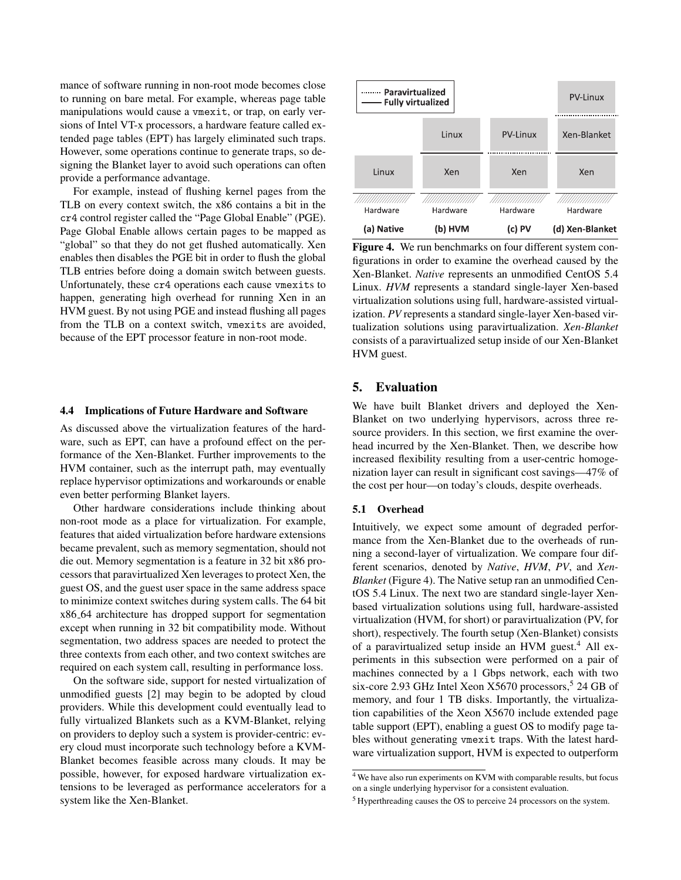mance of software running in non-root mode becomes close to running on bare metal. For example, whereas page table manipulations would cause a vmexit, or trap, on early versions of Intel VT-x processors, a hardware feature called extended page tables (EPT) has largely eliminated such traps. However, some operations continue to generate traps, so designing the Blanket layer to avoid such operations can often provide a performance advantage.

For example, instead of flushing kernel pages from the TLB on every context switch, the x86 contains a bit in the cr4 control register called the "Page Global Enable" (PGE). Page Global Enable allows certain pages to be mapped as "global" so that they do not get flushed automatically. Xen enables then disables the PGE bit in order to flush the global TLB entries before doing a domain switch between guests. Unfortunately, these cr4 operations each cause vmexits to happen, generating high overhead for running Xen in an HVM guest. By not using PGE and instead flushing all pages from the TLB on a context switch, vmexits are avoided, because of the EPT processor feature in non-root mode.

### 4.4 Implications of Future Hardware and Software

As discussed above the virtualization features of the hardware, such as EPT, can have a profound effect on the performance of the Xen-Blanket. Further improvements to the HVM container, such as the interrupt path, may eventually replace hypervisor optimizations and workarounds or enable even better performing Blanket layers.

Other hardware considerations include thinking about non-root mode as a place for virtualization. For example, features that aided virtualization before hardware extensions became prevalent, such as memory segmentation, should not die out. Memory segmentation is a feature in 32 bit x86 processors that paravirtualized Xen leverages to protect Xen, the guest OS, and the guest user space in the same address space to minimize context switches during system calls. The 64 bit x86_64 architecture has dropped support for segmentation except when running in 32 bit compatibility mode. Without segmentation, two address spaces are needed to protect the three contexts from each other, and two context switches are required on each system call, resulting in performance loss.

On the software side, support for nested virtualization of unmodified guests [2] may begin to be adopted by cloud providers. While this development could eventually lead to fully virtualized Blankets such as a KVM-Blanket, relying on providers to deploy such a system is provider-centric: every cloud must incorporate such technology before a KVM-Blanket becomes feasible across many clouds. It may be possible, however, for exposed hardware virtualization extensions to be leveraged as performance accelerators for a system like the Xen-Blanket.

| (a) Native | (b) HVM | (c) PV | (d) Xen-Blanket |
|---|---|---|---|
| | | | PV-Linux (paravirtualized) |
| | Linux (fully virtualized) | PV-Linux (paravirtualized) | Xen-Blanket (fully virtualized) |
| Linux | Xen | Xen | Xen |
| Hardware | Hardware | Hardware | Hardware |

**Figure 4.** We run benchmarks on four different system configurations in order to examine the overhead caused by the Xen-Blanket. *Native* represents an unmodified CentOS 5.4 Linux. *HVM* represents a standard single-layer Xen-based virtualization solutions using full, hardware-assisted virtualization. *PV* represents a standard single-layer Xen-based virtualization solutions using paravirtualization. *Xen-Blanket* consists of a paravirtualized setup inside of our Xen-Blanket HVM guest.

## 5. Evaluation

We have built Blanket drivers and deployed the Xen-Blanket on two underlying hypervisors, across three resource providers. In this section, we first examine the overhead incurred by the Xen-Blanket. Then, we describe how increased flexibility resulting from a user-centric homogenization layer can result in significant cost savings—47% of the cost per hour—on today's clouds, despite overheads.

### 5.1 Overhead

Intuitively, we expect some amount of degraded performance from the Xen-Blanket due to the overheads of running a second-layer of virtualization. We compare four different scenarios, denoted by *Native*, *HVM*, *PV*, and *Xen-Blanket* (Figure 4). The Native setup ran an unmodified CentOS 5.4 Linux. The next two are standard single-layer Xen-based virtualization solutions using full, hardware-assisted virtualization (HVM, for short) or paravirtualization (PV, for short), respectively. The fourth setup (Xen-Blanket) consists of a paravirtualized setup inside an HVM guest.[4] All experiments in this subsection were performed on a pair of machines connected by a 1 Gbps network, each with two six-core 2.93 GHz Intel Xeon X5670 processors,[5] 24 GB of memory, and four 1 TB disks. Importantly, the virtualization capabilities of the Xeon X5670 include extended page table support (EPT), enabling a guest OS to modify page tables without generating vmexit traps. With the latest hardware virtualization support, HVM is expected to outperform

[4] We have also run experiments on KVM with comparable results, but focus on a single underlying hypervisor for a consistent evaluation.

[5] Hyperthreading causes the OS to perceive 24 processors on the system.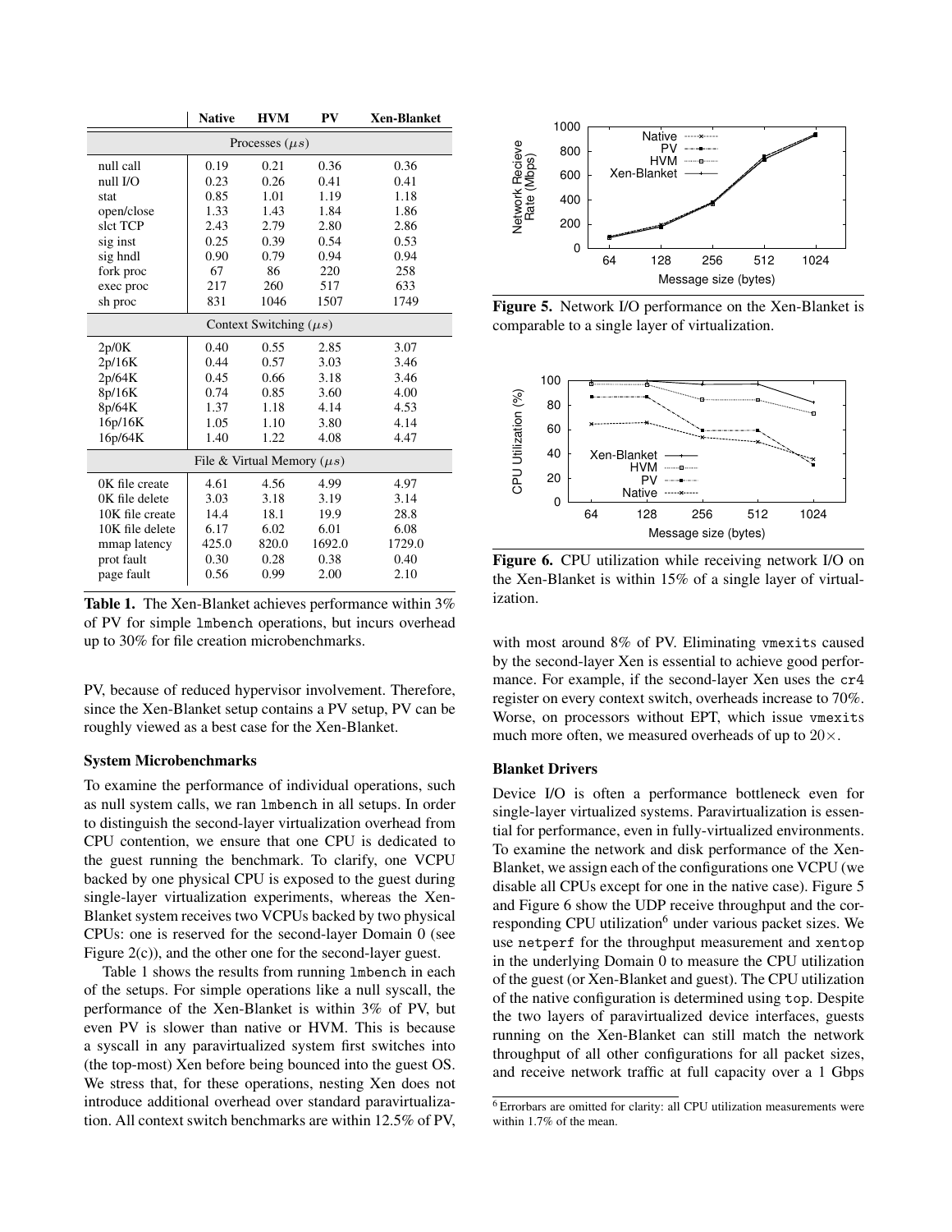| | Native | HVM | PV | Xen-Blanket |
|---|---|---|---|---|
| Processes ($\mu s$) | | | | |
| null call | 0.19 | 0.21 | 0.36 | 0.36 |
| null I/O | 0.23 | 0.26 | 0.41 | 0.41 |
| stat | 0.85 | 1.01 | 1.19 | 1.18 |
| open/close | 1.33 | 1.43 | 1.84 | 1.86 |
| slct TCP | 2.43 | 2.79 | 2.80 | 2.86 |
| sig inst | 0.25 | 0.39 | 0.54 | 0.53 |
| sig hndl | 0.90 | 0.79 | 0.94 | 0.94 |
| fork proc | 67 | 86 | 220 | 258 |
| exec proc | 217 | 260 | 517 | 633 |
| sh proc | 831 | 1046 | 1507 | 1749 |
| Context Switching ($\mu s$) | | | | |
| 2p/0K | 0.40 | 0.55 | 2.85 | 3.07 |
| 2p/16K | 0.44 | 0.57 | 3.03 | 3.46 |
| 2p/64K | 0.45 | 0.66 | 3.18 | 3.46 |
| 8p/16K | 0.74 | 0.85 | 3.60 | 4.00 |
| 8p/64K | 1.37 | 1.18 | 4.14 | 4.53 |
| 16p/16K | 1.05 | 1.10 | 3.80 | 4.14 |
| 16p/64K | 1.40 | 1.22 | 4.08 | 4.47 |
| File & Virtual Memory ($\mu s$) | | | | |
| 0K file create | 4.61 | 4.56 | 4.99 | 4.97 |
| 0K file delete | 3.03 | 3.18 | 3.19 | 3.14 |
| 10K file create | 14.4 | 18.1 | 19.9 | 28.8 |
| 10K file delete | 6.17 | 6.02 | 6.01 | 6.08 |
| mmap latency | 425.0 | 820.0 | 1692.0 | 1729.0 |
| prot fault | 0.30 | 0.28 | 0.38 | 0.40 |
| page fault | 0.56 | 0.99 | 2.00 | 2.10 |

**Table 1.** The Xen-Blanket achieves performance within 3% of PV for simple lmbench operations, but incurs overhead up to 30% for file creation microbenchmarks.

PV, because of reduced hypervisor involvement. Therefore, since the Xen-Blanket setup contains a PV setup, PV can be roughly viewed as a best case for the Xen-Blanket.

### System Microbenchmarks

To examine the performance of individual operations, such as null system calls, we ran lmbench in all setups. In order to distinguish the second-layer virtualization overhead from CPU contention, we ensure that one CPU is dedicated to the guest running the benchmark. To clarify, one VCPU backed by one physical CPU is exposed to the guest during single-layer virtualization experiments, whereas the Xen-Blanket system receives two VCPUs backed by two physical CPUs: one is reserved for the second-layer Domain 0 (see Figure 2(c)), and the other one for the second-layer guest.

Table 1 shows the results from running lmbench in each of the setups. For simple operations like a null syscall, the performance of the Xen-Blanket is within 3% of PV, but even PV is slower than native or HVM. This is because a syscall in any paravirtualized system first switches into (the top-most) Xen before being bounced into the guest OS. We stress that, for these operations, nesting Xen does not introduce additional overhead over standard paravirtualization. All context switch benchmarks are within 12.5% of PV, with most around 8% of PV. Eliminating vmexits caused by the second-layer Xen is essential to achieve good performance. For example, if the second-layer Xen uses the cr4 register on every context switch, overheads increase to 70%. Worse, on processors without EPT, which issue vmexits much more often, we measured overheads of up to 20×.

**Figure 5.** Network I/O performance on the Xen-Blanket is comparable to a single layer of virtualization.

**Figure 6.** CPU utilization while receiving network I/O on the Xen-Blanket is within 15% of a single layer of virtualization.

### Blanket Drivers

Device I/O is often a performance bottleneck even for single-layer virtualized systems. Paravirtualization is essential for performance, even in fully-virtualized environments. To examine the network and disk performance of the Xen-Blanket, we assign each of the configurations one VCPU (we disable all CPUs except for one in the native case). Figure 5 and Figure 6 show the UDP receive throughput and the corresponding CPU utilization[6] under various packet sizes. We use netperf for the throughput measurement and xentop in the underlying Domain 0 to measure the CPU utilization of the guest (or Xen-Blanket and guest). The CPU utilization of the native configuration is determined using top. Despite the two layers of paravirtualized device interfaces, guests running on the Xen-Blanket can still match the network throughput of all other configurations for all packet sizes, and receive network traffic at full capacity over a 1 Gbps

[6] Errorbars are omitted for clarity: all CPU utilization measurements were within 1.7% of the mean.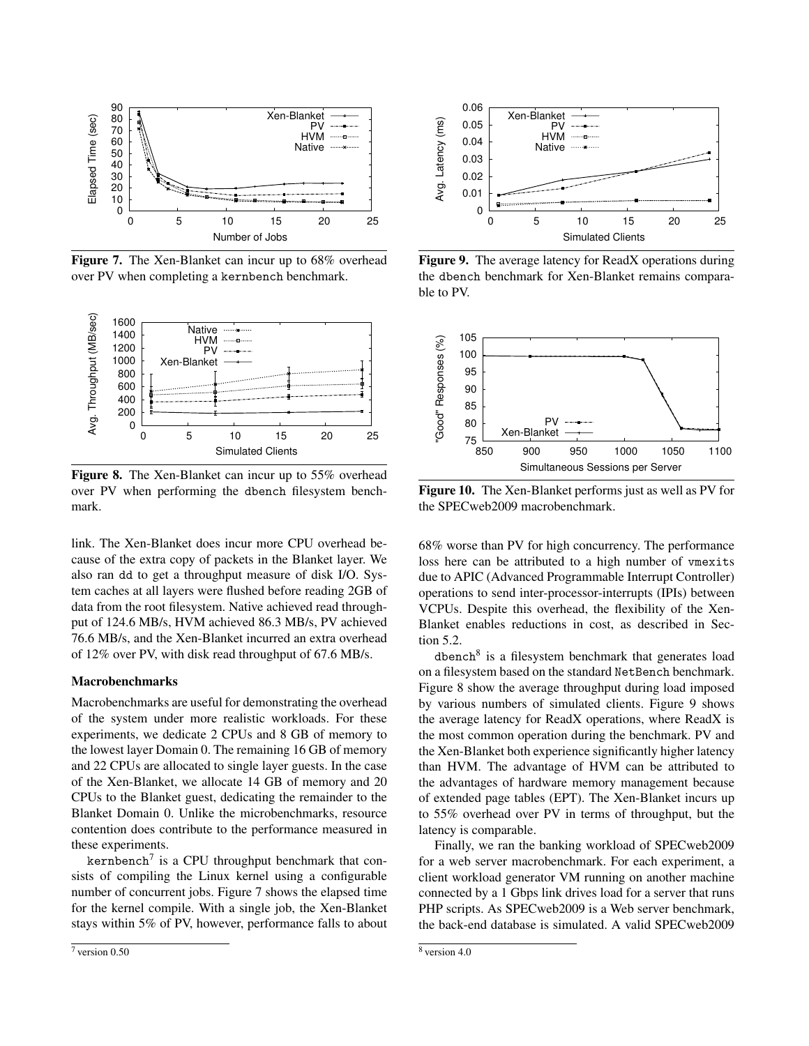**Figure 7.** The Xen-Blanket can incur up to 68% overhead over PV when completing a kernbench benchmark.

**Figure 8.** The Xen-Blanket can incur up to 55% overhead over PV when performing the dbench filesystem benchmark.

**Figure 9.** The average latency for ReadX operations during the dbench benchmark for Xen-Blanket remains comparable to PV.

**Figure 10.** The Xen-Blanket performs just as well as PV for the SPECweb2009 macrobenchmark.

link. The Xen-Blanket does incur more CPU overhead because of the extra copy of packets in the Blanket layer. We also ran dd to get a throughput measure of disk I/O. System caches at all layers were flushed before reading 2GB of data from the root filesystem. Native achieved read throughput of 124.6 MB/s, HVM achieved 86.3 MB/s, PV achieved 76.6 MB/s, and the Xen-Blanket incurred an extra overhead of 12% over PV, with disk read throughput of 67.6 MB/s.

**Macrobenchmarks**

Macrobenchmarks are useful for demonstrating the overhead of the system under more realistic workloads. For these experiments, we dedicate 2 CPUs and 8 GB of memory to the lowest layer Domain 0. The remaining 16 GB of memory and 22 CPUs are allocated to single layer guests. In the case of the Xen-Blanket, we allocate 14 GB of memory and 20 CPUs to the Blanket guest, dedicating the remainder to the Blanket Domain 0. Unlike the microbenchmarks, resource contention does contribute to the performance measured in these experiments.

kernbench[7] is a CPU throughput benchmark that consists of compiling the Linux kernel using a configurable number of concurrent jobs. Figure 7 shows the elapsed time for the kernel compile. With a single job, the Xen-Blanket stays within 5% of PV, however, performance falls to about 68% worse than PV for high concurrency. The performance loss here can be attributed to a high number of vmexits due to APIC (Advanced Programmable Interrupt Controller) operations to send inter-processor-interrupts (IPIs) between VCPUs. Despite this overhead, the flexibility of the Xen-Blanket enables reductions in cost, as described in Section 5.2.

dbench[8] is a filesystem benchmark that generates load on a filesystem based on the standard NetBench benchmark. Figure 8 show the average throughput during load imposed by various numbers of simulated clients. Figure 9 shows the average latency for ReadX operations, where ReadX is the most common operation during the benchmark. PV and the Xen-Blanket both experience significantly higher latency than HVM. The advantage of HVM can be attributed to the advantages of hardware memory management because of extended page tables (EPT). The Xen-Blanket incurs up to 55% overhead over PV in terms of throughput, but the latency is comparable.

Finally, we ran the banking workload of SPECweb2009 for a web server macrobenchmark. For each experiment, a client workload generator VM running on another machine connected by a 1 Gbps link drives load for a server that runs PHP scripts. As SPECweb2009 is a Web server benchmark, the back-end database is simulated. A valid SPECweb2009

[7] version 0.50

[8] version 4.0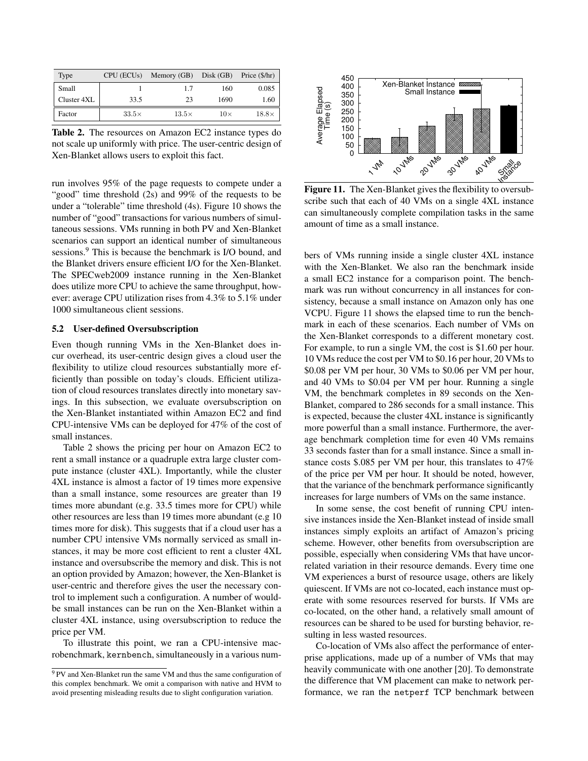| Type | CPU (ECUs) | Memory (GB) | Disk (GB) | Price ($/hr) |
|---|---|---|---|---|
| Small | 1 | 1.7 | 160 | 0.085 |
| Cluster 4XL | 33.5 | 23 | 1690 | 1.60 |
| Factor | 33.5× | 13.5× | 10× | 18.8× |

**Table 2.** The resources on Amazon EC2 instance types do not scale up uniformly with price. The user-centric design of Xen-Blanket allows users to exploit this fact.

run involves 95% of the page requests to compete under a "good" time threshold (2s) and 99% of the requests to be under a "tolerable" time threshold (4s). Figure 10 shows the number of "good" transactions for various numbers of simultaneous sessions. VMs running in both PV and Xen-Blanket scenarios can support an identical number of simultaneous sessions.[9] This is because the benchmark is I/O bound, and the Blanket drivers ensure efficient I/O for the Xen-Blanket. The SPECweb2009 instance running in the Xen-Blanket does utilize more CPU to achieve the same throughput, however: average CPU utilization rises from 4.3% to 5.1% under 1000 simultaneous client sessions.

### 5.2 User-defined Oversubscription

Even though running VMs in the Xen-Blanket does incur overhead, its user-centric design gives a cloud user the flexibility to utilize cloud resources substantially more efficiently than possible on today's clouds. Efficient utilization of cloud resources translates directly into monetary savings. In this subsection, we evaluate oversubscription on the Xen-Blanket instantiated within Amazon EC2 and find CPU-intensive VMs can be deployed for 47% of the cost of small instances.

Table 2 shows the pricing per hour on Amazon EC2 to rent a small instance or a quadruple extra large cluster compute instance (cluster 4XL). Importantly, while the cluster 4XL instance is almost a factor of 19 times more expensive than a small instance, some resources are greater than 19 times more abundant (e.g. 33.5 times more for CPU) while other resources are less than 19 times more abundant (e.g 10 times more for disk). This suggests that if a cloud user has a number CPU intensive VMs normally serviced as small instances, it may be more cost efficient to rent a cluster 4XL instance and oversubscribe the memory and disk. This is not an option provided by Amazon; however, the Xen-Blanket is user-centric and therefore gives the user the necessary control to implement such a configuration. A number of would-be small instances can be run on the Xen-Blanket within a cluster 4XL instance, using oversubscription to reduce the price per VM.

To illustrate this point, we ran a CPU-intensive macrobenchmark, `kernbench`, simultaneously in a various numbers of VMs running inside a single cluster 4XL instance with the Xen-Blanket. We also ran the benchmark inside a small EC2 instance for a comparison point. The benchmark was run without concurrency in all instances for consistency, because a small instance on Amazon only has one VCPU. Figure 11 shows the elapsed time to run the benchmark in each of these scenarios. Each number of VMs on the Xen-Blanket corresponds to a different monetary cost. For example, to run a single VM, the cost is $1.60 per hour. 10 VMs reduce the cost per VM to $0.16 per hour, 20 VMs to $0.08 per VM per hour, 30 VMs to $0.06 per VM per hour, and 40 VMs to $0.04 per VM per hour. Running a single VM, the benchmark completes in 89 seconds on the Xen-Blanket, compared to 286 seconds for a small instance. This is expected, because the cluster 4XL instance is significantly more powerful than a small instance. Furthermore, the average benchmark completion time for even 40 VMs remains 33 seconds faster than for a small instance. Since a small instance costs $.085 per VM per hour, this translates to 47% of the price per VM per hour. It should be noted, however, that the variance of the benchmark performance significantly increases for large numbers of VMs on the same instance.

**Figure 11.** The Xen-Blanket gives the flexibility to oversubscribe such that each of 40 VMs on a single 4XL instance can simultaneously complete compilation tasks in the same amount of time as a small instance.

In some sense, the cost benefit of running CPU intensive instances inside the Xen-Blanket instead of inside small instances simply exploits an artifact of Amazon's pricing scheme. However, other benefits from oversubscription are possible, especially when considering VMs that have uncorrelated variation in their resource demands. Every time one VM experiences a burst of resource usage, others are likely quiescent. If VMs are not co-located, each instance must operate with some resources reserved for bursts. If VMs are co-located, on the other hand, a relatively small amount of resources can be shared to be used for bursting behavior, resulting in less wasted resources.

Co-location of VMs also affect the performance of enterprise applications, made up of a number of VMs that may heavily communicate with one another [20]. To demonstrate the difference that VM placement can make to network performance, we ran the `netperf` TCP benchmark between

[9] PV and Xen-Blanket run the same VM and thus the same configuration of this complex benchmark. We omit a comparison with native and HVM to avoid presenting misleading results due to slight configuration variation.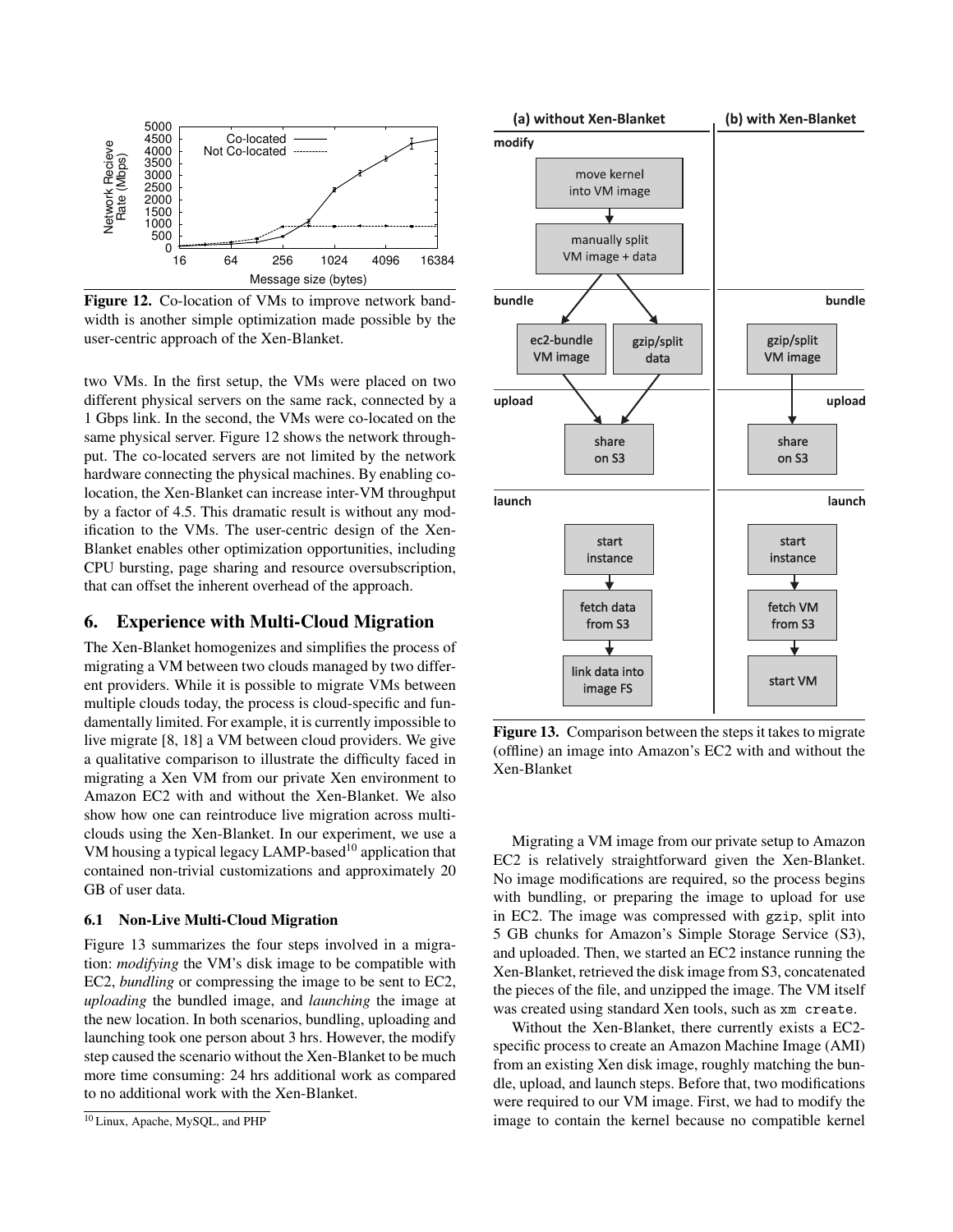Figure 12. Co-location of VMs to improve network bandwidth is another simple optimization made possible by the user-centric approach of the Xen-Blanket.

two VMs. In the first setup, the VMs were placed on two different physical servers on the same rack, connected by a 1 Gbps link. In the second, the VMs were co-located on the same physical server. Figure 12 shows the network throughput. The co-located servers are not limited by the network hardware connecting the physical machines. By enabling co-location, the Xen-Blanket can increase inter-VM throughput by a factor of 4.5. This dramatic result is without any modification to the VMs. The user-centric design of the Xen-Blanket enables other optimization opportunities, including CPU bursting, page sharing and resource oversubscription, that can offset the inherent overhead of the approach.

## 6. Experience with Multi-Cloud Migration

The Xen-Blanket homogenizes and simplifies the process of migrating a VM between two clouds managed by two different providers. While it is possible to migrate VMs between multiple clouds today, the process is cloud-specific and fundamentally limited. For example, it is currently impossible to live migrate [8, 18] a VM between cloud providers. We give a qualitative comparison to illustrate the difficulty faced in migrating a Xen VM from our private Xen environment to Amazon EC2 with and without the Xen-Blanket. We also show how one can reintroduce live migration across multi-clouds using the Xen-Blanket. In our experiment, we use a VM housing a typical legacy LAMP-based[10] application that contained non-trivial customizations and approximately 20 GB of user data.

### 6.1 Non-Live Multi-Cloud Migration

Figure 13 summarizes the four steps involved in a migration: *modifying* the VM's disk image to be compatible with EC2, *bundling* or compressing the image to be sent to EC2, *uploading* the bundled image, and *launching* the image at the new location. In both scenarios, bundling, uploading and launching took one person about 3 hrs. However, the modify step caused the scenario without the Xen-Blanket to be much more time consuming: 24 hrs additional work as compared to no additional work with the Xen-Blanket.

[10] Linux, Apache, MySQL, and PHP

Figure 13. Comparison between the steps it takes to migrate (offline) an image into Amazon's EC2 with and without the Xen-Blanket

Migrating a VM image from our private setup to Amazon EC2 is relatively straightforward given the Xen-Blanket. No image modifications are required, so the process begins with bundling, or preparing the image to upload for use in EC2. The image was compressed with `gzip`, split into 5 GB chunks for Amazon's Simple Storage Service (S3), and uploaded. Then, we started an EC2 instance running the Xen-Blanket, retrieved the disk image from S3, concatenated the pieces of the file, and unzipped the image. The VM itself was created using standard Xen tools, such as `xm create`.

Without the Xen-Blanket, there currently exists a EC2-specific process to create an Amazon Machine Image (AMI) from an existing Xen disk image, roughly matching the bundle, upload, and launch steps. Before that, two modifications were required to our VM image. First, we had to modify the image to contain the kernel because no compatible kernel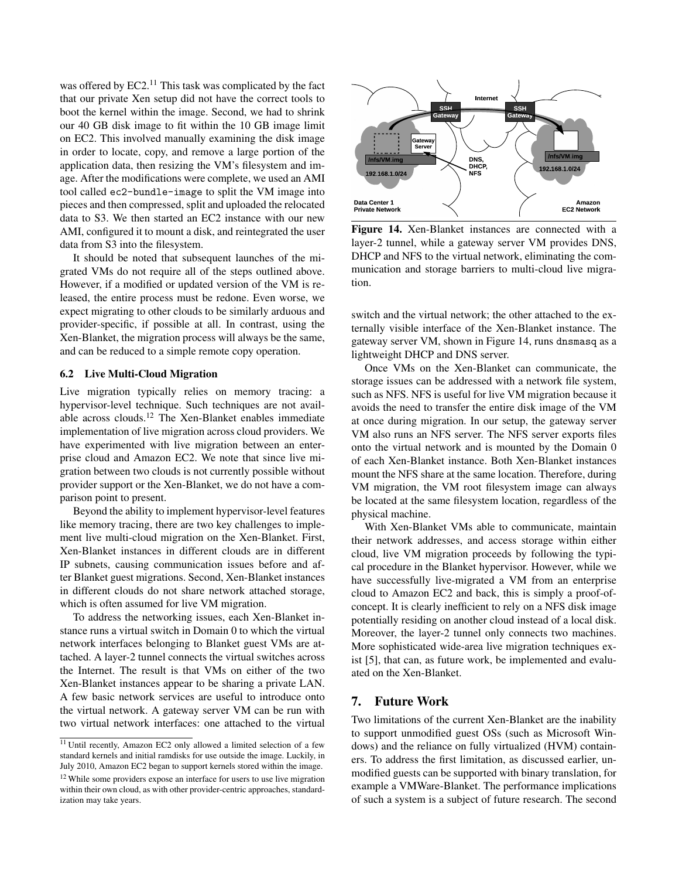was offered by EC2.[11] This task was complicated by the fact that our private Xen setup did not have the correct tools to boot the kernel within the image. Second, we had to shrink our 40 GB disk image to fit within the 10 GB image limit on EC2. This involved manually examining the disk image in order to locate, copy, and remove a large portion of the application data, then resizing the VM's filesystem and image. After the modifications were complete, we used an AMI tool called `ec2-bundle-image` to split the VM image into pieces and then compressed, split and uploaded the relocated data to S3. We then started an EC2 instance with our new AMI, configured it to mount a disk, and reintegrated the user data from S3 into the filesystem.

It should be noted that subsequent launches of the migrated VMs do not require all of the steps outlined above. However, if a modified or updated version of the VM is released, the entire process must be redone. Even worse, we expect migrating to other clouds to be similarly arduous and provider-specific, if possible at all. In contrast, using the Xen-Blanket, the migration process will always be the same, and can be reduced to a simple remote copy operation.

### 6.2 Live Multi-Cloud Migration

Live migration typically relies on memory tracing: a hypervisor-level technique. Such techniques are not available across clouds.[12] The Xen-Blanket enables immediate implementation of live migration across cloud providers. We have experimented with live migration between an enterprise cloud and Amazon EC2. We note that since live migration between two clouds is not currently possible without provider support or the Xen-Blanket, we do not have a comparison point to present.

Beyond the ability to implement hypervisor-level features like memory tracing, there are two key challenges to implement live multi-cloud migration on the Xen-Blanket. First, Xen-Blanket instances in different clouds are in different IP subnets, causing communication issues before and after Blanket guest migrations. Second, Xen-Blanket instances in different clouds do not share network attached storage, which is often assumed for live VM migration.

To address the networking issues, each Xen-Blanket instance runs a virtual switch in Domain 0 to which the virtual network interfaces belonging to Blanket guest VMs are attached. A layer-2 tunnel connects the virtual switches across the Internet. The result is that VMs on either of the two Xen-Blanket instances appear to be sharing a private LAN. A few basic network services are useful to introduce onto the virtual network. A gateway server VM can be run with two virtual network interfaces: one attached to the virtual switch and the virtual network; the other attached to the externally visible interface of the Xen-Blanket instance. The gateway server VM, shown in Figure 14, runs `dnsmasq` as a lightweight DHCP and DNS server.

**Figure 14.** Xen-Blanket instances are connected with a layer-2 tunnel, while a gateway server VM provides DNS, DHCP and NFS to the virtual network, eliminating the communication and storage barriers to multi-cloud live migration.

Once VMs on the Xen-Blanket can communicate, the storage issues can be addressed with a network file system, such as NFS. NFS is useful for live VM migration because it avoids the need to transfer the entire disk image of the VM at once during migration. In our setup, the gateway server VM also runs an NFS server. The NFS server exports files onto the virtual network and is mounted by the Domain 0 of each Xen-Blanket instance. Both Xen-Blanket instances mount the NFS share at the same location. Therefore, during VM migration, the VM root filesystem image can always be located at the same filesystem location, regardless of the physical machine.

With Xen-Blanket VMs able to communicate, maintain their network addresses, and access storage within either cloud, live VM migration proceeds by following the typical procedure in the Blanket hypervisor. However, while we have successfully live-migrated a VM from an enterprise cloud to Amazon EC2 and back, this is simply a proof-of-concept. It is clearly inefficient to rely on a NFS disk image potentially residing on another cloud instead of a local disk. Moreover, the layer-2 tunnel only connects two machines. More sophisticated wide-area live migration techniques exist [5], that can, as future work, be implemented and evaluated on the Xen-Blanket.

## 7. Future Work

Two limitations of the current Xen-Blanket are the inability to support unmodified guest OSs (such as Microsoft Windows) and the reliance on fully virtualized (HVM) containers. To address the first limitation, as discussed earlier, unmodified guests can be supported with binary translation, for example a VMWare-Blanket. The performance implications of such a system is a subject of future research. The second

[11] Until recently, Amazon EC2 only allowed a limited selection of a few standard kernels and initial ramdisks for use outside the image. Luckily, in July 2010, Amazon EC2 began to support kernels stored within the image.

[12] While some providers expose an interface for users to use live migration within their own cloud, as with other provider-centric approaches, standardization may take years.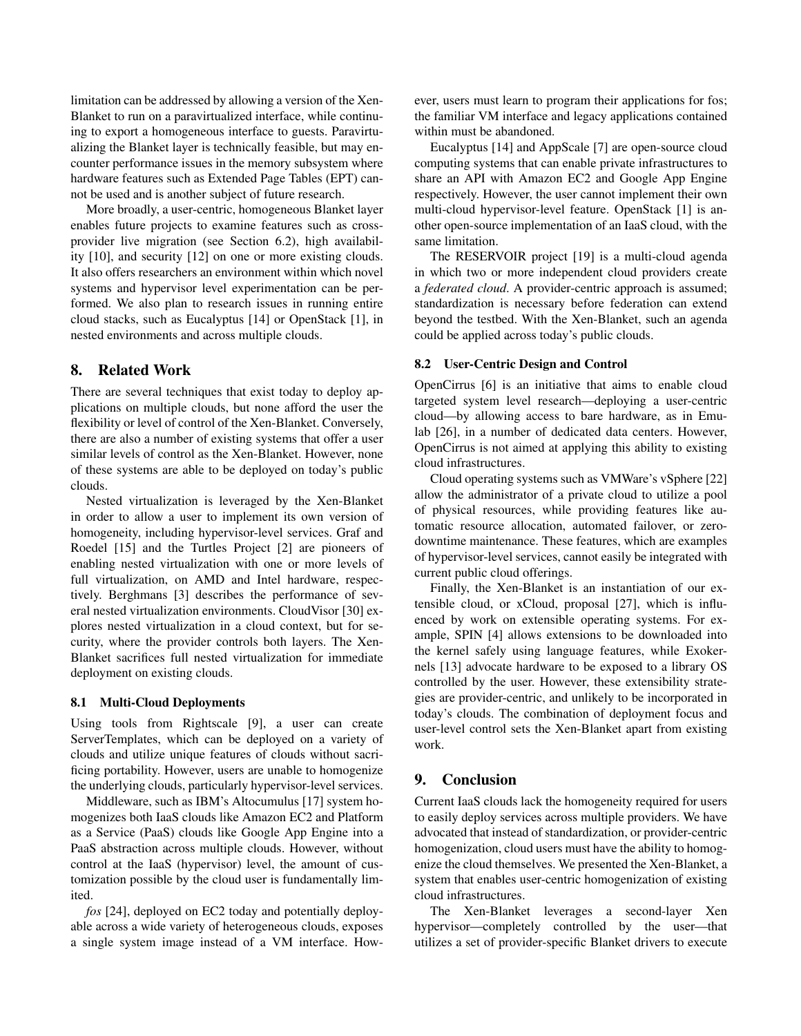limitation can be addressed by allowing a version of the Xen-Blanket to run on a paravirtualized interface, while continuing to export a homogeneous interface to guests. Paravirtualizing the Blanket layer is technically feasible, but may encounter performance issues in the memory subsystem where hardware features such as Extended Page Tables (EPT) cannot be used and is another subject of future research.

More broadly, a user-centric, homogeneous Blanket layer enables future projects to examine features such as cross-provider live migration (see Section 6.2), high availability [10], and security [12] on one or more existing clouds. It also offers researchers an environment within which novel systems and hypervisor level experimentation can be performed. We also plan to research issues in running entire cloud stacks, such as Eucalyptus [14] or OpenStack [1], in nested environments and across multiple clouds.

## 8. Related Work

There are several techniques that exist today to deploy applications on multiple clouds, but none afford the user the flexibility or level of control of the Xen-Blanket. Conversely, there are also a number of existing systems that offer a user similar levels of control as the Xen-Blanket. However, none of these systems are able to be deployed on today's public clouds.

Nested virtualization is leveraged by the Xen-Blanket in order to allow a user to implement its own version of homogeneity, including hypervisor-level services. Graf and Roedel [15] and the Turtles Project [2] are pioneers of enabling nested virtualization with one or more levels of full virtualization, on AMD and Intel hardware, respectively. Berghmans [3] describes the performance of several nested virtualization environments. CloudVisor [30] explores nested virtualization in a cloud context, but for security, where the provider controls both layers. The Xen-Blanket sacrifices full nested virtualization for immediate deployment on existing clouds.

### 8.1 Multi-Cloud Deployments

Using tools from Rightscale [9], a user can create ServerTemplates, which can be deployed on a variety of clouds and utilize unique features of clouds without sacrificing portability. However, users are unable to homogenize the underlying clouds, particularly hypervisor-level services.

Middleware, such as IBM's Altocumulus [17] system homogenizes both IaaS clouds like Amazon EC2 and Platform as a Service (PaaS) clouds like Google App Engine into a PaaS abstraction across multiple clouds. However, without control at the IaaS (hypervisor) level, the amount of customization possible by the cloud user is fundamentally limited.

*fos* [24], deployed on EC2 today and potentially deployable across a wide variety of heterogeneous clouds, exposes a single system image instead of a VM interface. However, users must learn to program their applications for fos; the familiar VM interface and legacy applications contained within must be abandoned.

Eucalyptus [14] and AppScale [7] are open-source cloud computing systems that can enable private infrastructures to share an API with Amazon EC2 and Google App Engine respectively. However, the user cannot implement their own multi-cloud hypervisor-level feature. OpenStack [1] is another open-source implementation of an IaaS cloud, with the same limitation.

The RESERVOIR project [19] is a multi-cloud agenda in which two or more independent cloud providers create a *federated cloud*. A provider-centric approach is assumed; standardization is necessary before federation can extend beyond the testbed. With the Xen-Blanket, such an agenda could be applied across today's public clouds.

### 8.2 User-Centric Design and Control

OpenCirrus [6] is an initiative that aims to enable cloud targeted system level research—deploying a user-centric cloud—by allowing access to bare hardware, as in Emulab [26], in a number of dedicated data centers. However, OpenCirrus is not aimed at applying this ability to existing cloud infrastructures.

Cloud operating systems such as VMWare's vSphere [22] allow the administrator of a private cloud to utilize a pool of physical resources, while providing features like automatic resource allocation, automated failover, or zero-downtime maintenance. These features, which are examples of hypervisor-level services, cannot easily be integrated with current public cloud offerings.

Finally, the Xen-Blanket is an instantiation of our extensible cloud, or xCloud, proposal [27], which is influenced by work on extensible operating systems. For example, SPIN [4] allows extensions to be downloaded into the kernel safely using language features, while Exokernels [13] advocate hardware to be exposed to a library OS controlled by the user. However, these extensibility strategies are provider-centric, and unlikely to be incorporated in today's clouds. The combination of deployment focus and user-level control sets the Xen-Blanket apart from existing work.

## 9. Conclusion

Current IaaS clouds lack the homogeneity required for users to easily deploy services across multiple providers. We have advocated that instead of standardization, or provider-centric homogenization, cloud users must have the ability to homogenize the cloud themselves. We presented the Xen-Blanket, a system that enables user-centric homogenization of existing cloud infrastructures.

The Xen-Blanket leverages a second-layer Xen hypervisor—completely controlled by the user—that utilizes a set of provider-specific Blanket drivers to execute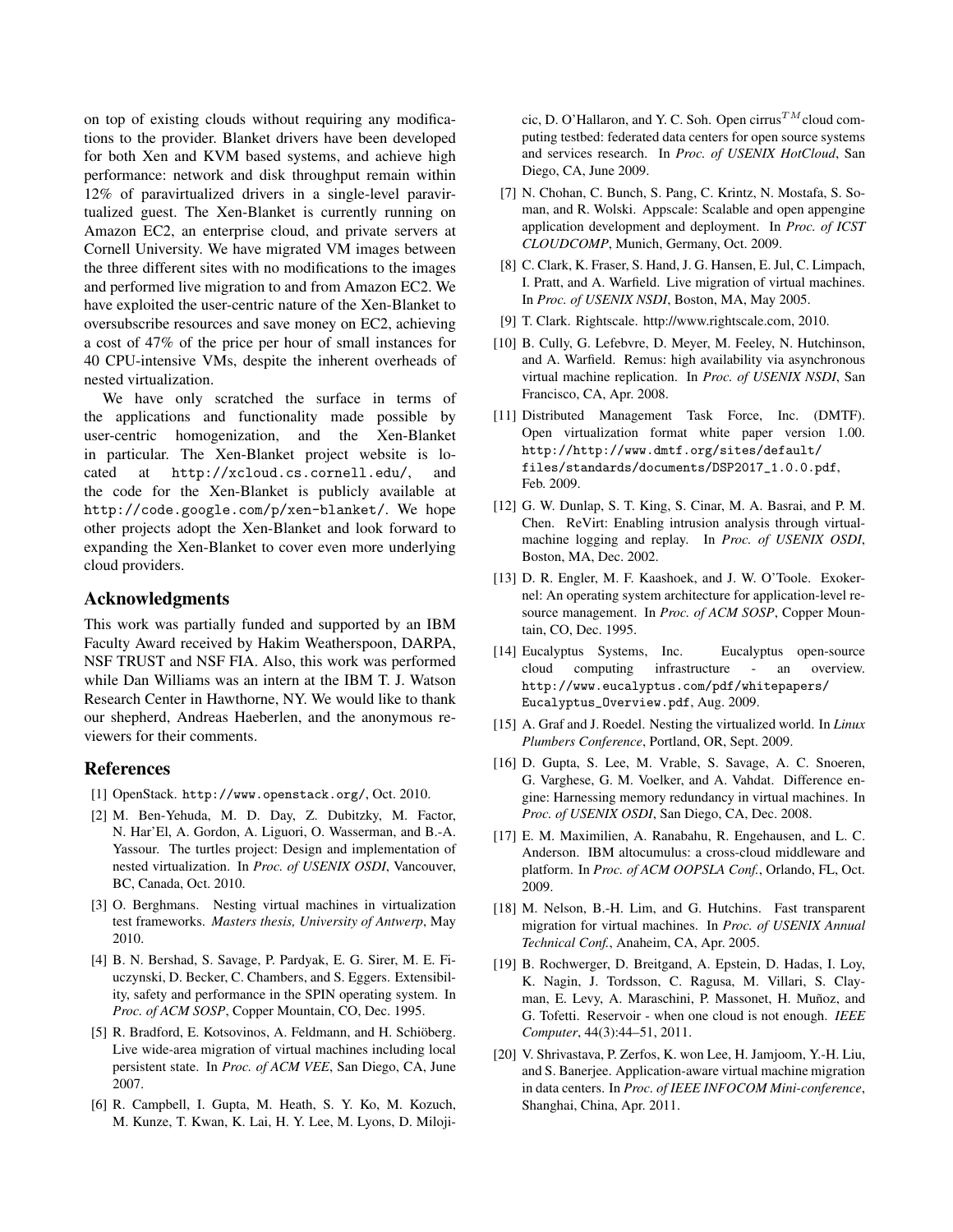on top of existing clouds without requiring any modifications to the provider. Blanket drivers have been developed for both Xen and KVM based systems, and achieve high performance: network and disk throughput remain within 12% of paravirtualized drivers in a single-level paravirtualized guest. The Xen-Blanket is currently running on Amazon EC2, an enterprise cloud, and private servers at Cornell University. We have migrated VM images between the three different sites with no modifications to the images and performed live migration to and from Amazon EC2. We have exploited the user-centric nature of the Xen-Blanket to oversubscribe resources and save money on EC2, achieving a cost of 47% of the price per hour of small instances for 40 CPU-intensive VMs, despite the inherent overheads of nested virtualization.

We have only scratched the surface in terms of the applications and functionality made possible by user-centric homogenization, and the Xen-Blanket in particular. The Xen-Blanket project website is located at `http://xcloud.cs.cornell.edu/`, and the code for the Xen-Blanket is publicly available at `http://code.google.com/p/xen-blanket/`. We hope other projects adopt the Xen-Blanket and look forward to expanding the Xen-Blanket to cover even more underlying cloud providers.

## Acknowledgments

This work was partially funded and supported by an IBM Faculty Award received by Hakim Weatherspoon, DARPA, NSF TRUST and NSF FIA. Also, this work was performed while Dan Williams was an intern at the IBM T. J. Watson Research Center in Hawthorne, NY. We would like to thank our shepherd, Andreas Haeberlen, and the anonymous reviewers for their comments.

## References

[1] OpenStack. `http://www.openstack.org/`, Oct. 2010.

[2] M. Ben-Yehuda, M. D. Day, Z. Dubitzky, M. Factor, N. Har'El, A. Gordon, A. Liguori, O. Wasserman, and B.-A. Yassour. The turtles project: Design and implementation of nested virtualization. In *Proc. of USENIX OSDI*, Vancouver, BC, Canada, Oct. 2010.

[3] O. Berghmans. Nesting virtual machines in virtualization test frameworks. *Masters thesis, University of Antwerp*, May 2010.

[4] B. N. Bershad, S. Savage, P. Pardyak, E. G. Sirer, M. E. Fiuczynski, D. Becker, C. Chambers, and S. Eggers. Extensibility, safety and performance in the SPIN operating system. In *Proc. of ACM SOSP*, Copper Mountain, CO, Dec. 1995.

[5] R. Bradford, E. Kotsovinos, A. Feldmann, and H. Schiöberg. Live wide-area migration of virtual machines including local persistent state. In *Proc. of ACM VEE*, San Diego, CA, June 2007.

[6] R. Campbell, I. Gupta, M. Heath, S. Y. Ko, M. Kozuch, M. Kunze, T. Kwan, K. Lai, H. Y. Lee, M. Lyons, D. Milojicic, D. O'Hallaron, and Y. C. Soh. Open cirrus$^{TM}$ cloud computing testbed: federated data centers for open source systems and services research. In *Proc. of USENIX HotCloud*, San Diego, CA, June 2009.

[7] N. Chohan, C. Bunch, S. Pang, C. Krintz, N. Mostafa, S. Soman, and R. Wolski. Appscale: Scalable and open appengine application development and deployment. In *Proc. of ICST CLOUDCOMP*, Munich, Germany, Oct. 2009.

[8] C. Clark, K. Fraser, S. Hand, J. G. Hansen, E. Jul, C. Limpach, I. Pratt, and A. Warfield. Live migration of virtual machines. In *Proc. of USENIX NSDI*, Boston, MA, May 2005.

[9] T. Clark. Rightscale. http://www.rightscale.com, 2010.

[10] B. Cully, G. Lefebvre, D. Meyer, M. Feeley, N. Hutchinson, and A. Warfield. Remus: high availability via asynchronous virtual machine replication. In *Proc. of USENIX NSDI*, San Francisco, CA, Apr. 2008.

[11] Distributed Management Task Force, Inc. (DMTF). Open virtualization format white paper version 1.00. `http://http://www.dmtf.org/sites/default/files/standards/documents/DSP2017_1.0.0.pdf`, Feb. 2009.

[12] G. W. Dunlap, S. T. King, S. Cinar, M. A. Basrai, and P. M. Chen. ReVirt: Enabling intrusion analysis through virtual-machine logging and replay. In *Proc. of USENIX OSDI*, Boston, MA, Dec. 2002.

[13] D. R. Engler, M. F. Kaashoek, and J. W. O'Toole. Exokernel: An operating system architecture for application-level resource management. In *Proc. of ACM SOSP*, Copper Mountain, CO, Dec. 1995.

[14] Eucalyptus Systems, Inc. Eucalyptus open-source cloud computing infrastructure - an overview. `http://www.eucalyptus.com/pdf/whitepapers/Eucalyptus_Overview.pdf`, Aug. 2009.

[15] A. Graf and J. Roedel. Nesting the virtualized world. In *Linux Plumbers Conference*, Portland, OR, Sept. 2009.

[16] D. Gupta, S. Lee, M. Vrable, S. Savage, A. C. Snoeren, G. Varghese, G. M. Voelker, and A. Vahdat. Difference engine: Harnessing memory redundancy in virtual machines. In *Proc. of USENIX OSDI*, San Diego, CA, Dec. 2008.

[17] E. M. Maximilien, A. Ranabahu, R. Engehausen, and L. C. Anderson. IBM altocumulus: a cross-cloud middleware and platform. In *Proc. of ACM OOPSLA Conf.*, Orlando, FL, Oct. 2009.

[18] M. Nelson, B.-H. Lim, and G. Hutchins. Fast transparent migration for virtual machines. In *Proc. of USENIX Annual Technical Conf.*, Anaheim, CA, Apr. 2005.

[19] B. Rochwerger, D. Breitgand, A. Epstein, D. Hadas, I. Loy, K. Nagin, J. Tordsson, C. Ragusa, M. Villari, S. Clayman, E. Levy, A. Maraschini, P. Massonet, H. Muñoz, and G. Tofetti. Reservoir - when one cloud is not enough. *IEEE Computer*, 44(3):44–51, 2011.

[20] V. Shrivastava, P. Zerfos, K. won Lee, H. Jamjoom, Y.-H. Liu, and S. Banerjee. Application-aware virtual machine migration in data centers. In *Proc. of IEEE INFOCOM Mini-conference*, Shanghai, China, Apr. 2011.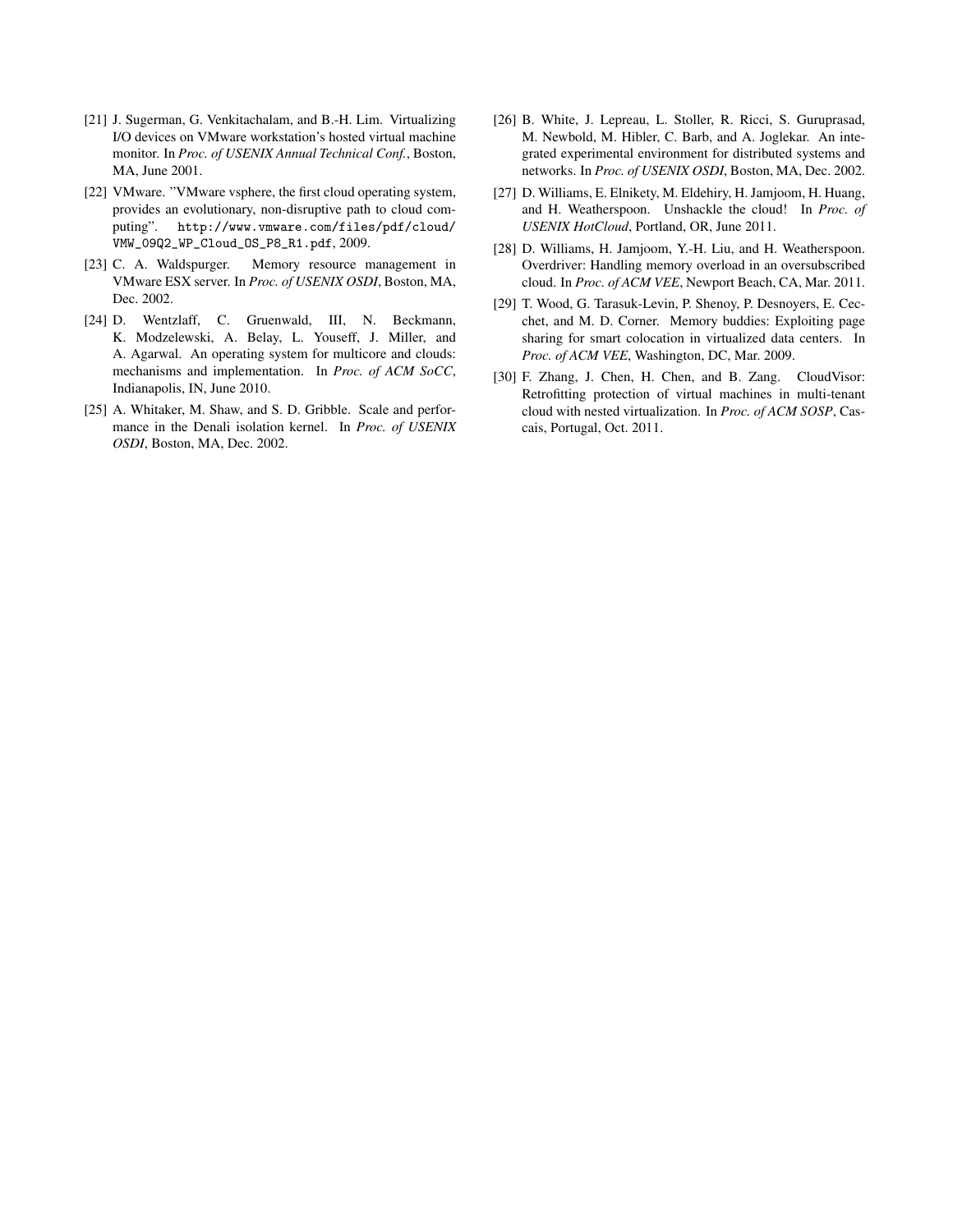[21] J. Sugerman, G. Venkitachalam, and B.-H. Lim. Virtualizing I/O devices on VMware workstation's hosted virtual machine monitor. In *Proc. of USENIX Annual Technical Conf.*, Boston, MA, June 2001.

[22] VMware. "VMware vsphere, the first cloud operating system, provides an evolutionary, non-disruptive path to cloud computing". `http://www.vmware.com/files/pdf/cloud/VMW_09Q2_WP_Cloud_OS_P8_R1.pdf`, 2009.

[23] C. A. Waldspurger. Memory resource management in VMware ESX server. In *Proc. of USENIX OSDI*, Boston, MA, Dec. 2002.

[24] D. Wentzlaff, C. Gruenwald, III, N. Beckmann, K. Modzelewski, A. Belay, L. Youseff, J. Miller, and A. Agarwal. An operating system for multicore and clouds: mechanisms and implementation. In *Proc. of ACM SoCC*, Indianapolis, IN, June 2010.

[25] A. Whitaker, M. Shaw, and S. D. Gribble. Scale and performance in the Denali isolation kernel. In *Proc. of USENIX OSDI*, Boston, MA, Dec. 2002.

[26] B. White, J. Lepreau, L. Stoller, R. Ricci, S. Guruprasad, M. Newbold, M. Hibler, C. Barb, and A. Joglekar. An integrated experimental environment for distributed systems and networks. In *Proc. of USENIX OSDI*, Boston, MA, Dec. 2002.

[27] D. Williams, E. Elnikety, M. Eldehiry, H. Jamjoom, H. Huang, and H. Weatherspoon. Unshackle the cloud! In *Proc. of USENIX HotCloud*, Portland, OR, June 2011.

[28] D. Williams, H. Jamjoom, Y.-H. Liu, and H. Weatherspoon. Overdriver: Handling memory overload in an oversubscribed cloud. In *Proc. of ACM VEE*, Newport Beach, CA, Mar. 2011.

[29] T. Wood, G. Tarasuk-Levin, P. Shenoy, P. Desnoyers, E. Cecchet, and M. D. Corner. Memory buddies: Exploiting page sharing for smart colocation in virtualized data centers. In *Proc. of ACM VEE*, Washington, DC, Mar. 2009.

[30] F. Zhang, J. Chen, H. Chen, and B. Zang. CloudVisor: Retrofitting protection of virtual machines in multi-tenant cloud with nested virtualization. In *Proc. of ACM SOSP*, Cascais, Portugal, Oct. 2011.